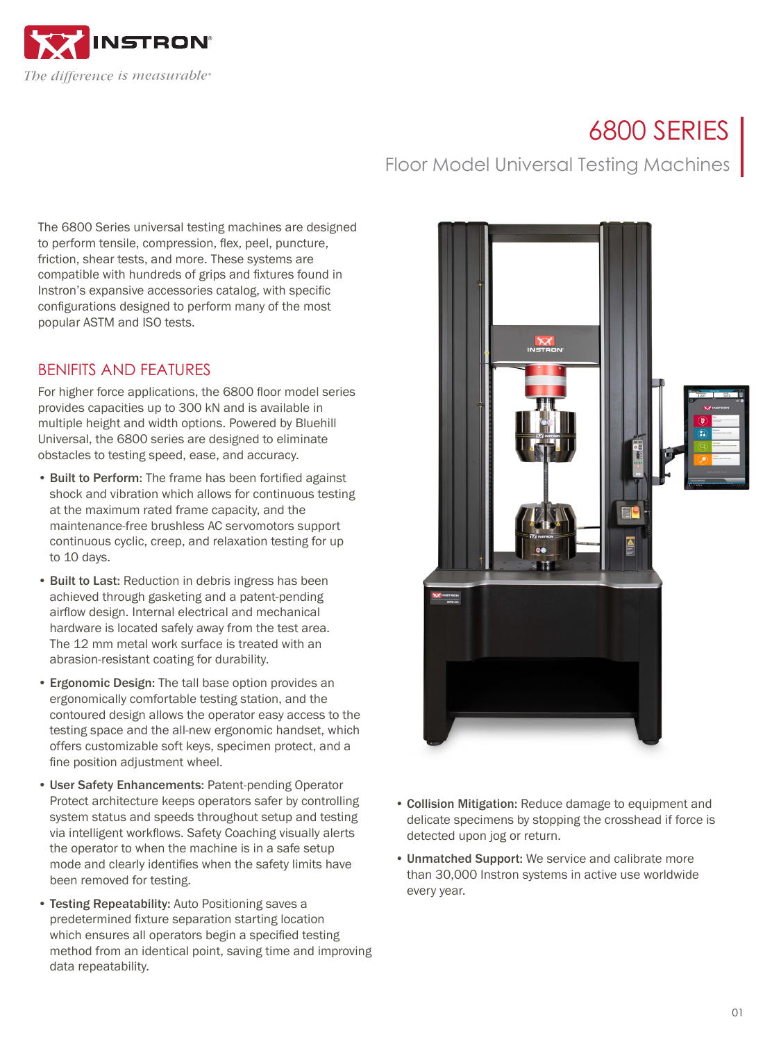# 6800 SERIES

## Floor Model Universal Testing Machines

The 6800 Series universal testing machines are designed to perform tensile, compression, flex, peel, puncture, friction, shear tests, and more. These systems are compatible with hundreds of grips and fixtures found in Instron's expansive accessories catalog, with specific configurations designed to perform many of the most popular ASTM and ISO tests.

## BENIFITS AND FEATURES

For higher force applications, the 6800 floor model series provides capacities up to 300 kN and is available in multiple height and width options. Powered by Bluehill Universal, the 6800 series are designed to eliminate obstacles to testing speed, ease, and accuracy.

- **Built to Perform:** The frame has been fortified against shock and vibration which allows for continuous testing at the maximum rated frame capacity, and the maintenance-free brushless AC servomotors support continuous cyclic, creep, and relaxation testing for up to 10 days.
- **Built to Last:** Reduction in debris ingress has been achieved through gasketing and a patent-pending airflow design. Internal electrical and mechanical hardware is located safely away from the test area. The 12 mm metal work surface is treated with an abrasion-resistant coating for durability.
- **Ergonomic Design:** The tall base option provides an ergonomically comfortable testing station, and the contoured design allows the operator easy access to the testing space and the all-new ergonomic handset, which offers customizable soft keys, specimen protect, and a fine position adjustment wheel.
- **User Safety Enhancements:** Patent-pending Operator Protect architecture keeps operators safer by controlling system status and speeds throughout setup and testing via intelligent workflows. Safety Coaching visually alerts the operator to when the machine is in a safe setup mode and clearly identifies when the safety limits have been removed for testing.
- **Testing Repeatability:** Auto Positioning saves a predetermined fixture separation starting location which ensures all operators begin a specified testing method from an identical point, saving time and improving data repeatability.
- **Collision Mitigation:** Reduce damage to equipment and delicate specimens by stopping the crosshead if force is detected upon jog or return.
- **Unmatched Support:** We service and calibrate more than 30,000 Instron systems in active use worldwide every year.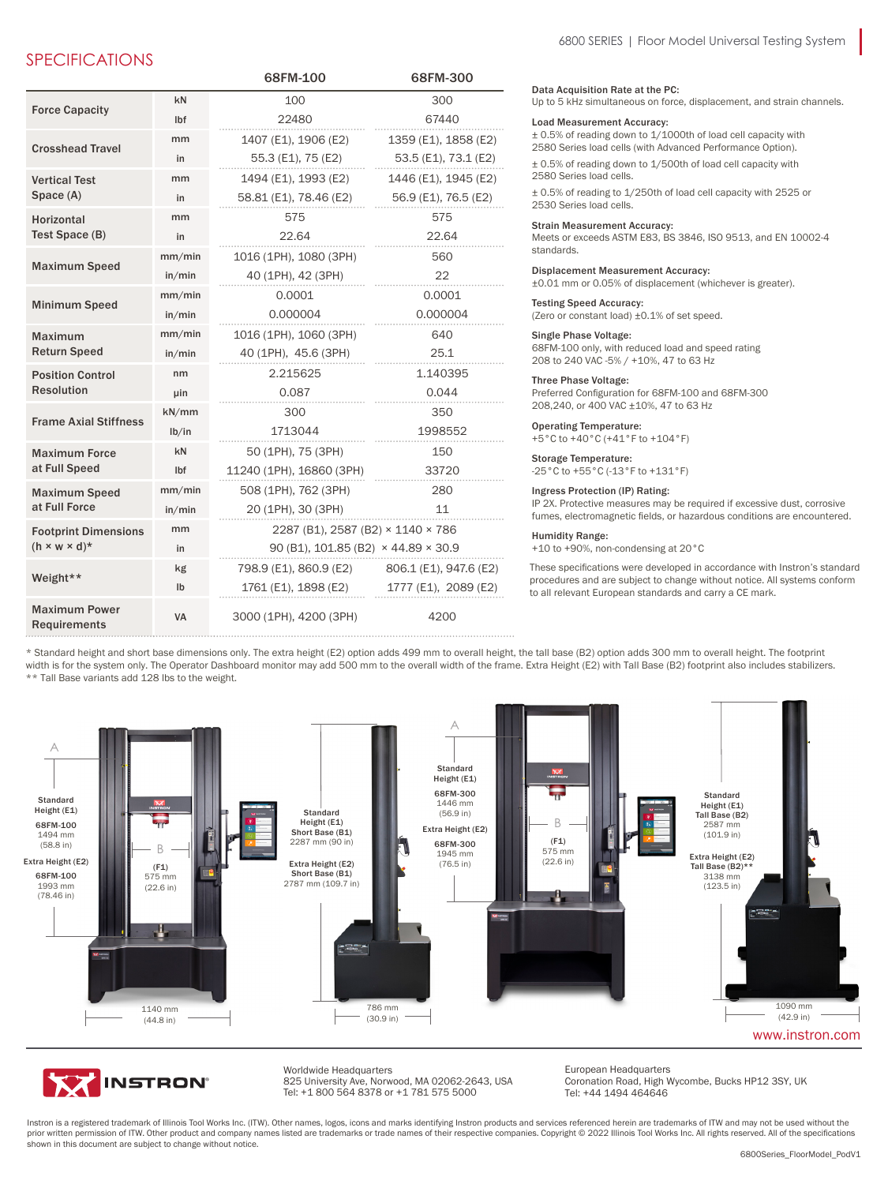## SPECIFICATIONS

| | | 68FM-100 | 68FM-300 |
|---|---|---|---|
| **Force Capacity** | kN | 100 | 300 |
| | lbf | 22480 | 67440 |
| **Crosshead Travel** | mm | 1407 (E1), 1906 (E2) | 1359 (E1), 1858 (E2) |
| | in | 55.3 (E1), 75 (E2) | 53.5 (E1), 73.1 (E2) |
| **Vertical Test Space (A)** | mm | 1494 (E1), 1993 (E2) | 1446 (E1), 1945 (E2) |
| | in | 58.81 (E1), 78.46 (E2) | 56.9 (E1), 76.5 (E2) |
| **Horizontal Test Space (B)** | mm | 575 | 575 |
| | in | 22.64 | 22.64 |
| **Maximum Speed** | mm/min | 1016 (1PH), 1080 (3PH) | 560 |
| | in/min | 40 (1PH), 42 (3PH) | 22 |
| **Minimum Speed** | mm/min | 0.0001 | 0.0001 |
| | in/min | 0.000004 | 0.000004 |
| **Maximum Return Speed** | mm/min | 1016 (1PH), 1060 (3PH) | 640 |
| | in/min | 40 (1PH), 45.6 (3PH) | 25.1 |
| **Position Control Resolution** | nm | 2.215625 | 1.140395 |
| | µin | 0.087 | 0.044 |
| **Frame Axial Stiffness** | kN/mm | 300 | 350 |
| | lb/in | 1713044 | 1998552 |
| **Maximum Force at Full Speed** | kN | 50 (1PH), 75 (3PH) | 150 |
| | lbf | 11240 (1PH), 16860 (3PH) | 33720 |
| **Maximum Speed at Full Force** | mm/min | 508 (1PH), 762 (3PH) | 280 |
| | in/min | 20 (1PH), 30 (3PH) | 11 |
| **Footprint Dimensions (h × w × d)*** | mm | 2287 (B1), 2587 (B2) × 1140 × 786 | |
| | in | 90 (B1), 101.85 (B2) × 44.89 × 30.9 | |
| **Weight**** | kg | 798.9 (E1), 860.9 (E2) | 806.1 (E1), 947.6 (E2) |
| | lb | 1761 (E1), 1898 (E2) | 1777 (E1), 2089 (E2) |
| **Maximum Power Requirements** | VA | 3000 (1PH), 4200 (3PH) | 4200 |

**Data Acquisition Rate at the PC:**
Up to 5 kHz simultaneous on force, displacement, and strain channels.

**Load Measurement Accuracy:**
± 0.5% of reading down to 1/1000th of load cell capacity with 2580 Series load cells (with Advanced Performance Option).

± 0.5% of reading down to 1/500th of load cell capacity with 2580 Series load cells.

± 0.5% of reading to 1/250th of load cell capacity with 2525 or 2530 Series load cells.

**Strain Measurement Accuracy:**
Meets or exceeds ASTM E83, BS 3846, ISO 9513, and EN 10002-4 standards.

**Displacement Measurement Accuracy:**
±0.01 mm or 0.05% of displacement (whichever is greater).

**Testing Speed Accuracy:**
(Zero or constant load) ±0.1% of set speed.

**Single Phase Voltage:**
68FM-100 only, with reduced load and speed rating
208 to 240 VAC -5% / +10%, 47 to 63 Hz

**Three Phase Voltage:**
Preferred Configuration for 68FM-100 and 68FM-300
208,240, or 400 VAC ±10%, 47 to 63 Hz

**Operating Temperature:**
+5 °C to +40 °C (+41 °F to +104 °F)

**Storage Temperature:**
-25 °C to +55 °C (-13 °F to +131 °F)

**Ingress Protection (IP) Rating:**
IP 2X. Protective measures may be required if excessive dust, corrosive fumes, electromagnetic fields, or hazardous conditions are encountered.

**Humidity Range:**
+10 to +90%, non-condensing at 20 °C

These specifications were developed in accordance with Instron's standard procedures and are subject to change without notice. All systems conform to all relevant European standards and carry a CE mark.

\* Standard height and short base dimensions only. The extra height (E2) option adds 499 mm to overall height, the tall base (B2) option adds 300 mm to overall height. The footprint width is for the system only. The Operator Dashboard monitor may add 500 mm to the overall width of the frame. Extra Height (E2) with Tall Base (B2) footprint also includes stabilizers.
\** Tall Base variants add 128 lbs to the weight.

A
Standard Height (E1)
68FM-100
1494 mm
(58.8 in)
Extra Height (E2)
68FM-100
1993 mm
(78.46 in)
B
(F1)
575 mm
(22.6 in)
1140 mm
(44.8 in)

Standard Height (E1)
Short Base (B1)
2287 mm (90 in)
Extra Height (E2)
Short Base (B1)
2787 mm (109.7 in)
786 mm
(30.9 in)

A
Standard Height (E1)
68FM-300
1446 mm
(56.9 in)
Extra Height (E2)
68FM-300
1945 mm
(76.5 in)
B
(F1)
575 mm
(22.6 in)

Standard Height (E1)
Tall Base (B2)
2587 mm
(101.9 in)
Extra Height (E2)
Tall Base (B2)**
3138 mm
(123.5 in)
1090 mm
(42.9 in)

www.instron.com

INSTRON®

Worldwide Headquarters
825 University Ave, Norwood, MA 02062-2643, USA
Tel: +1 800 564 8378 or +1 781 575 5000

European Headquarters
Coronation Road, High Wycombe, Bucks HP12 3SY, UK
Tel: +44 1494 464646

Instron is a registered trademark of Illinois Tool Works Inc. (ITW). Other names, logos, icons and marks identifying Instron products and services referenced herein are trademarks of ITW and may not be used without the prior written permission of ITW. Other product and company names listed are trademarks or trade names of their respective companies. Copyright © 2022 Illinois Tool Works Inc. All rights reserved. All of the specifications shown in this document are subject to change without notice.

6800Series_FloorModel_PodV1